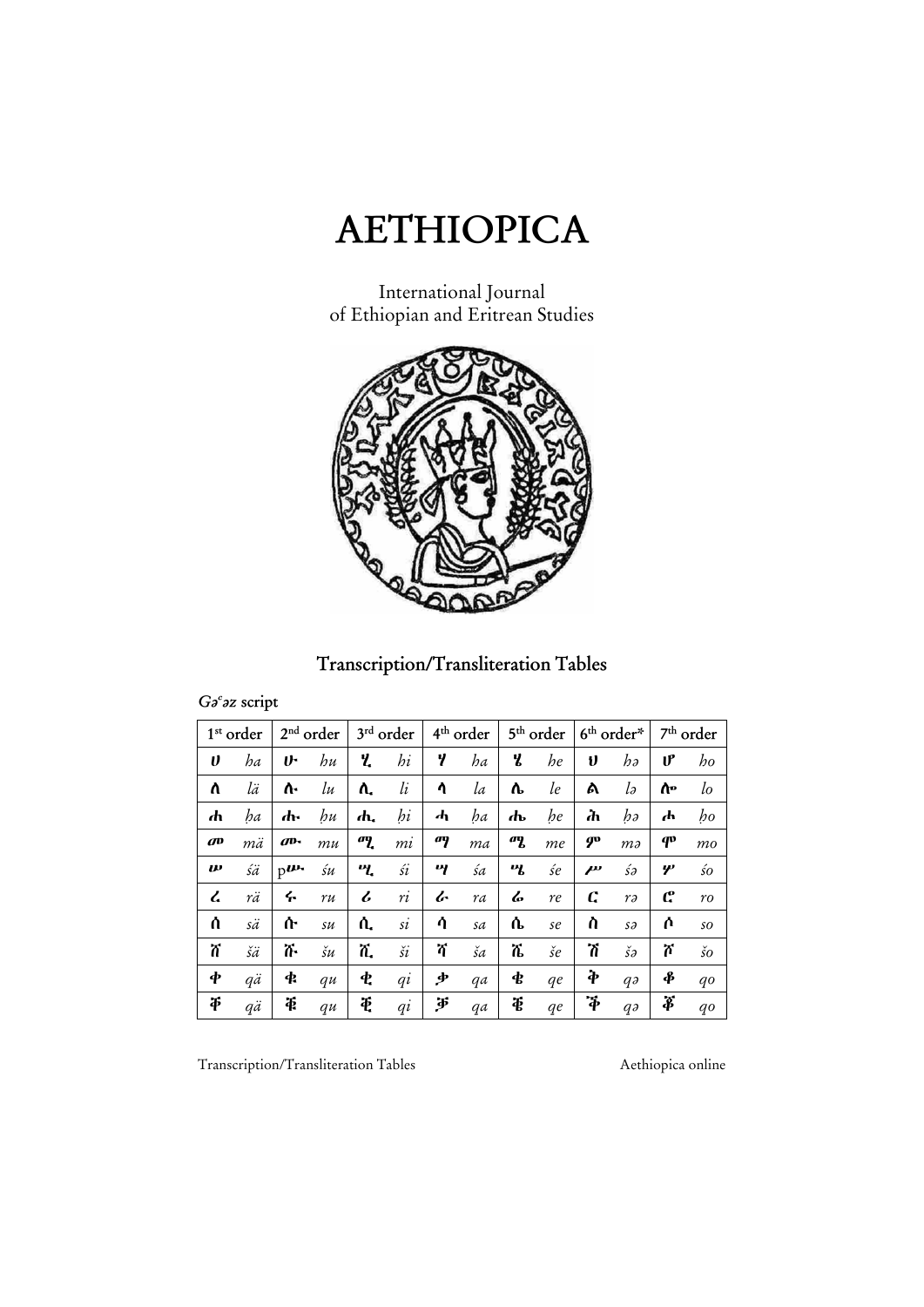# AETHIOPICA

International Journal
of Ethiopian and Eritrean Studies

## Transcription/Transliteration Tables

***Gəʿəz* script**

| 1st order | | 2nd order | | 3rd order | | 4th order | | 5th order | | 6th order* | | 7th order | |
|---|---|---|---|---|---|---|---|---|---|---|---|---|---|
| ሀ | *ha* | ሁ | *hu* | ሂ | *hi* | ሃ | *ha* | ሄ | *he* | ህ | *hə* | ሆ | *ho* |
| ለ | *lä* | ሉ | *lu* | ሊ | *li* | ላ | *la* | ሌ | *le* | ል | *lə* | ሎ | *lo* |
| ሐ | *ḥa* | ሑ | *ḥu* | ሒ | *ḥi* | ሓ | *ḥa* | ሔ | *ḥe* | ሕ | *ḥə* | ሖ | *ḥo* |
| መ | *mä* | ሙ | *mu* | ሚ | *mi* | ማ | *ma* | ሜ | *me* | ም | *mə* | ሞ | *mo* |
| ሠ | *śä* | pሡ | *śu* | ሢ | *śi* | ሣ | *śa* | ሤ | *śe* | ሥ | *śə* | ሦ | *śo* |
| ረ | *rä* | ሩ | *ru* | ሪ | *ri* | ራ | *ra* | ሬ | *re* | ር | *rə* | ሮ | *ro* |
| ሰ | *sä* | ሱ | *su* | ሲ | *si* | ሳ | *sa* | ሴ | *se* | ስ | *sə* | ሶ | *so* |
| ሸ | *šä* | ሹ | *šu* | ሺ | *ši* | ሻ | *ša* | ሼ | *še* | ሽ | *šə* | ሾ | *šo* |
| ቀ | *qä* | ቁ | *qu* | ቂ | *qi* | ቃ | *qa* | ቄ | *qe* | ቅ | *qə* | ቆ | *qo* |
| ቐ | *qä* | ቑ | *qu* | ቒ | *qi* | ቓ | *qa* | ቔ | *qe* | ቕ | *qə* | ቖ | *qo* |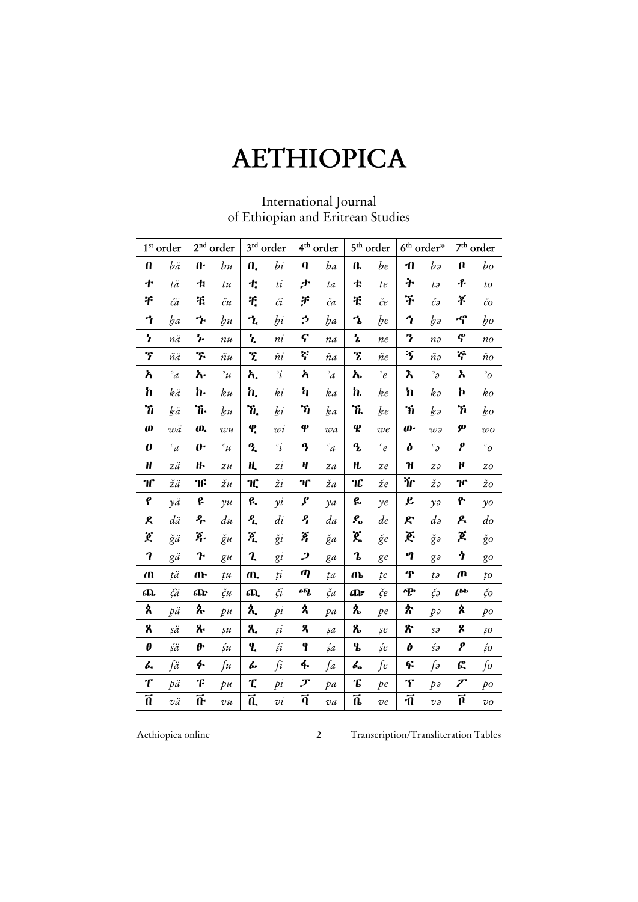# AETHIOPICA

International Journal
of Ethiopian and Eritrean Studies

| 1st order | | 2nd order | | 3rd order | | 4th order | | 5th order | | 6th order* | | 7th order | |
|---|---|---|---|---|---|---|---|---|---|---|---|---|---|
| በ | *bä* | ቡ | *bu* | ቢ | *bi* | ባ | *ba* | ቤ | *be* | ብ | *bə* | ቦ | *bo* |
| ተ | *tä* | ቱ | *tu* | ቲ | *ti* | ታ | *ta* | ቴ | *te* | ት | *tə* | ቶ | *to* |
| ቸ | *čä* | ቹ | *ču* | ቺ | *či* | ቻ | *ča* | ቼ | *če* | ች | *čə* | ቾ | *čo* |
| ኀ | *ḫa* | ኁ | *ḫu* | ኂ | *ḫi* | ኃ | *ḫa* | ኄ | *ḫe* | ኅ | *ḫə* | ኆ | *ḫo* |
| ነ | *nä* | ኑ | *nu* | ኒ | *ni* | ና | *na* | ኔ | *ne* | ን | *nə* | ኖ | *no* |
| ኘ | *ñä* | ኙ | *ñu* | ኚ | *ñi* | ኛ | *ña* | ኜ | *ñe* | ኝ | *ñə* | ኞ | *ño* |
| አ | *ʾa* | ኡ | *ʾu* | ኢ | *ʾi* | ኣ | *ʾa* | ኤ | *ʾe* | እ | *ʾə* | ኦ | *ʾo* |
| ከ | *kä* | ኩ | *ku* | ኪ | *ki* | ካ | *ka* | ኬ | *ke* | ክ | *kə* | ኮ | *ko* |
| ኸ | *k̲ä* | ኹ | *k̲u* | ኺ | *k̲i* | ኻ | *k̲a* | ኼ | *k̲e* | ኽ | *k̲ə* | ኾ | *k̲o* |
| ወ | *wä* | ዉ | *wu* | ዊ | *wi* | ዋ | *wa* | ዌ | *we* | ው | *wə* | ዎ | *wo* |
| ዐ | *ʿa* | ዑ | *ʿu* | ዒ | *ʿi* | ዓ | *ʿa* | ዔ | *ʿe* | ዕ | *ʿə* | ዖ | *ʿo* |
| ዘ | *zä* | ዙ | *zu* | ዚ | *zi* | ዛ | *za* | ዜ | *ze* | ዝ | *zə* | ዞ | *zo* |
| ዠ | *žä* | ዡ | *žu* | ዢ | *ži* | ዣ | *ža* | ዤ | *že* | ዥ | *žə* | ዦ | *žo* |
| የ | *yä* | ዩ | *yu* | ዪ | *yi* | ያ | *ya* | ዬ | *ye* | ይ | *yə* | ዮ | *yo* |
| ደ | *dä* | ዱ | *du* | ዲ | *di* | ዳ | *da* | ዴ | *de* | ድ | *də* | ዶ | *do* |
| ጀ | *ǧä* | ጁ | *ǧu* | ጂ | *ǧi* | ጃ | *ǧa* | ጄ | *ǧe* | ጅ | *ǧə* | ጆ | *ǧo* |
| ገ | *gä* | ጉ | *gu* | ጊ | *gi* | ጋ | *ga* | ጌ | *ge* | ግ | *gə* | ጎ | *go* |
| ጠ | *ṭä* | ጡ | *ṭu* | ጢ | *ṭi* | ጣ | *ṭa* | ጤ | *ṭe* | ጥ | *ṭə* | ጦ | *ṭo* |
| ጨ | *č̣ä* | ጩ | *č̣u* | ጪ | *č̣i* | ጫ | *č̣a* | ጬ | *č̣e* | ጭ | *č̣ə* | ጮ | *č̣o* |
| ጰ | *p̣ä* | ጱ | *p̣u* | ጲ | *p̣i* | ጳ | *p̣a* | ጴ | *p̣e* | ጵ | *p̣ə* | ጶ | *p̣o* |
| ጸ | *ṣä* | ጹ | *ṣu* | ጺ | *ṣi* | ጻ | *ṣa* | ጼ | *ṣe* | ጽ | *ṣə* | ጾ | *ṣo* |
| ፀ | *ṣ́ä* | ፁ | *ṣ́u* | ፂ | *ṣ́i* | ፃ | *ṣ́a* | ፄ | *ṣ́e* | ፅ | *ṣ́ə* | ፆ | *ṣ́o* |
| ፈ | *fä* | ፉ | *fu* | ፊ | *fi* | ፋ | *fa* | ፌ | *fe* | ፍ | *fə* | ፎ | *fo* |
| ፐ | *pä* | ፑ | *pu* | ፒ | *pi* | ፓ | *pa* | ፔ | *pe* | ፕ | *pə* | ፖ | *po* |
| ቨ | *vä* | ቩ | *vu* | ቪ | *vi* | ቫ | *va* | ቬ | *ve* | ቭ | *və* | ቮ | *vo* |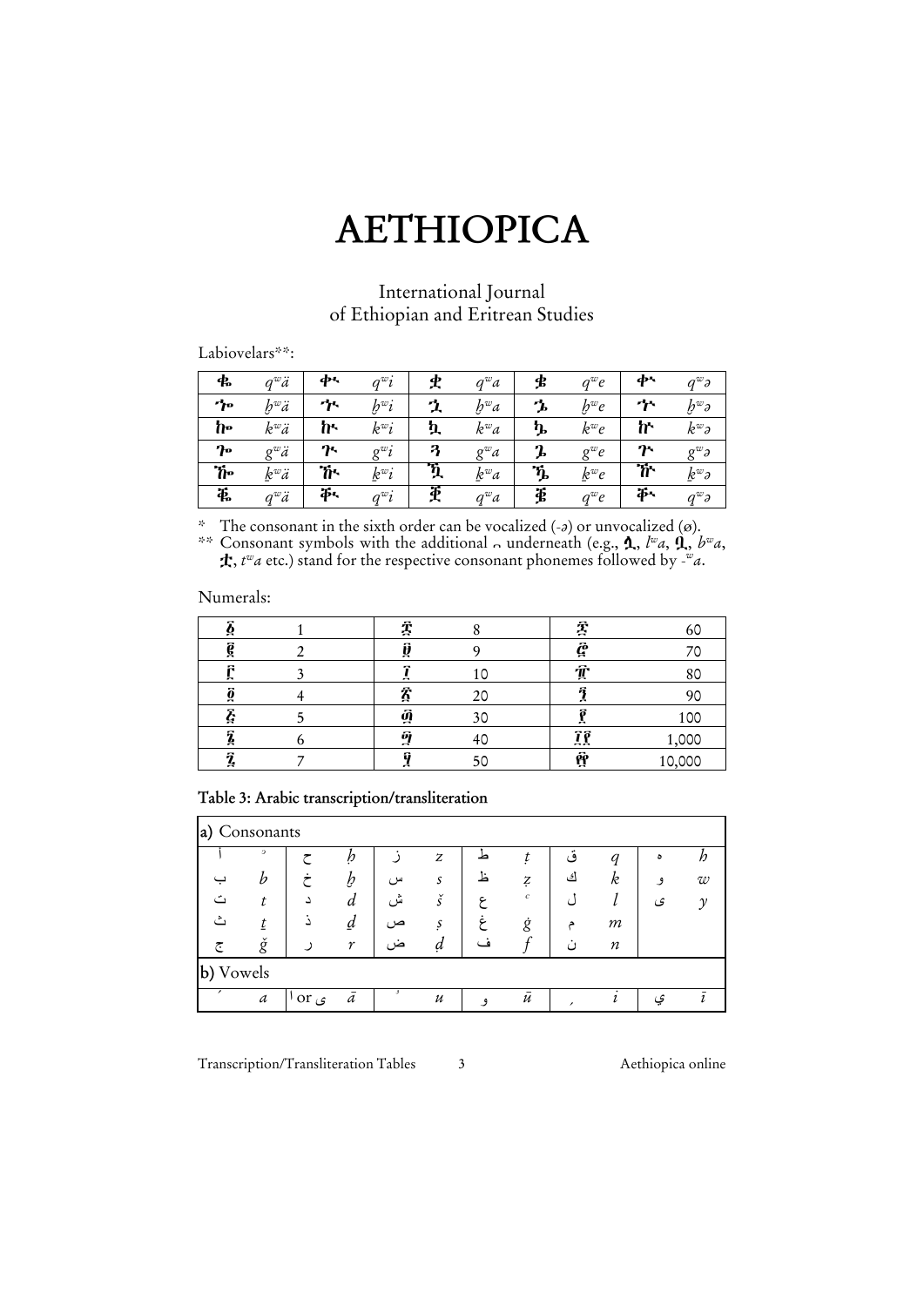Labiovelars**:

| | | | | | | | | | |
|---|---|---|---|---|---|---|---|---|---|
| ቈ | q$^{w}$ä | ቊ | q$^{w}$i | ቋ | q$^{w}$a | ቌ | q$^{w}$e | ቍ | q$^{w}$ə |
| ኈ | ḫ$^{w}$ä | ኊ | ḫ$^{w}$i | ኋ | ḫ$^{w}$a | ኌ | ḫ$^{w}$e | ኍ | ḫ$^{w}$ə |
| ኰ | k$^{w}$ä | ኲ | k$^{w}$i | ኳ | k$^{w}$a | ኴ | k$^{w}$e | ኵ | k$^{w}$ə |
| ጐ | g$^{w}$ä | ጒ | g$^{w}$i | ጓ | g$^{w}$a | ጔ | g$^{w}$e | ጕ | g$^{w}$ə |
| ዀ | ḵ$^{w}$ä | ዂ | ḵ$^{w}$i | ዃ | ḵ$^{w}$a | ዄ | ḵ$^{w}$e | ዅ | ḵ$^{w}$ə |
| ቘ | q$^{w}$ä | ቚ | q$^{w}$i | ቛ | q$^{w}$a | ቜ | q$^{w}$e | ቝ | q$^{w}$ə |

\* The consonant in the sixth order can be vocalized (-ə) or unvocalized (ø).

\** Consonant symbols with the additional ̮ underneath (e.g., ሏ, l$^{w}$a, ቧ, b$^{w}$a, ቷ, t$^{w}$a etc.) stand for the respective consonant phonemes followed by -$^{w}$a.

Numerals:

| | | | | | |
|---|---|---|---|---|---|
| ፩ | 1 | ፰ | 8 | ፷ | 60 |
| ፪ | 2 | ፱ | 9 | ፸ | 70 |
| ፫ | 3 | ፲ | 10 | ፹ | 80 |
| ፬ | 4 | ፳ | 20 | ፺ | 90 |
| ፭ | 5 | ፴ | 30 | ፻ | 100 |
| ፮ | 6 | ፵ | 40 | ፲፻ | 1,000 |
| ፯ | 7 | ፶ | 50 | ፼ | 10,000 |

**Table 3: Arabic transcription/transliteration**

| a) Consonants | | | | | | | | | | | |
|---|---|---|---|---|---|---|---|---|---|---|---|
| أ | ʾ | ح | ḥ | ز | z | ط | ṭ | ق | q | ه | h |
| ب | b | خ | ḫ | س | s | ظ | ẓ | ك | k | و | w |
| ت | t | د | d | ش | š | ع | ʿ | ل | l | ى | y |
| ث | ṯ | ذ | ḏ | ص | ṣ | غ | ġ | م | m | | |
| ج | ǧ | ر | r | ض | ḍ | ف | f | ن | n | | |
| **b) Vowels** | | | | | | | | | | | |
| َ | a | ا or ى | ā | ُ | u | و | ū | ِ | i | ي | ī |